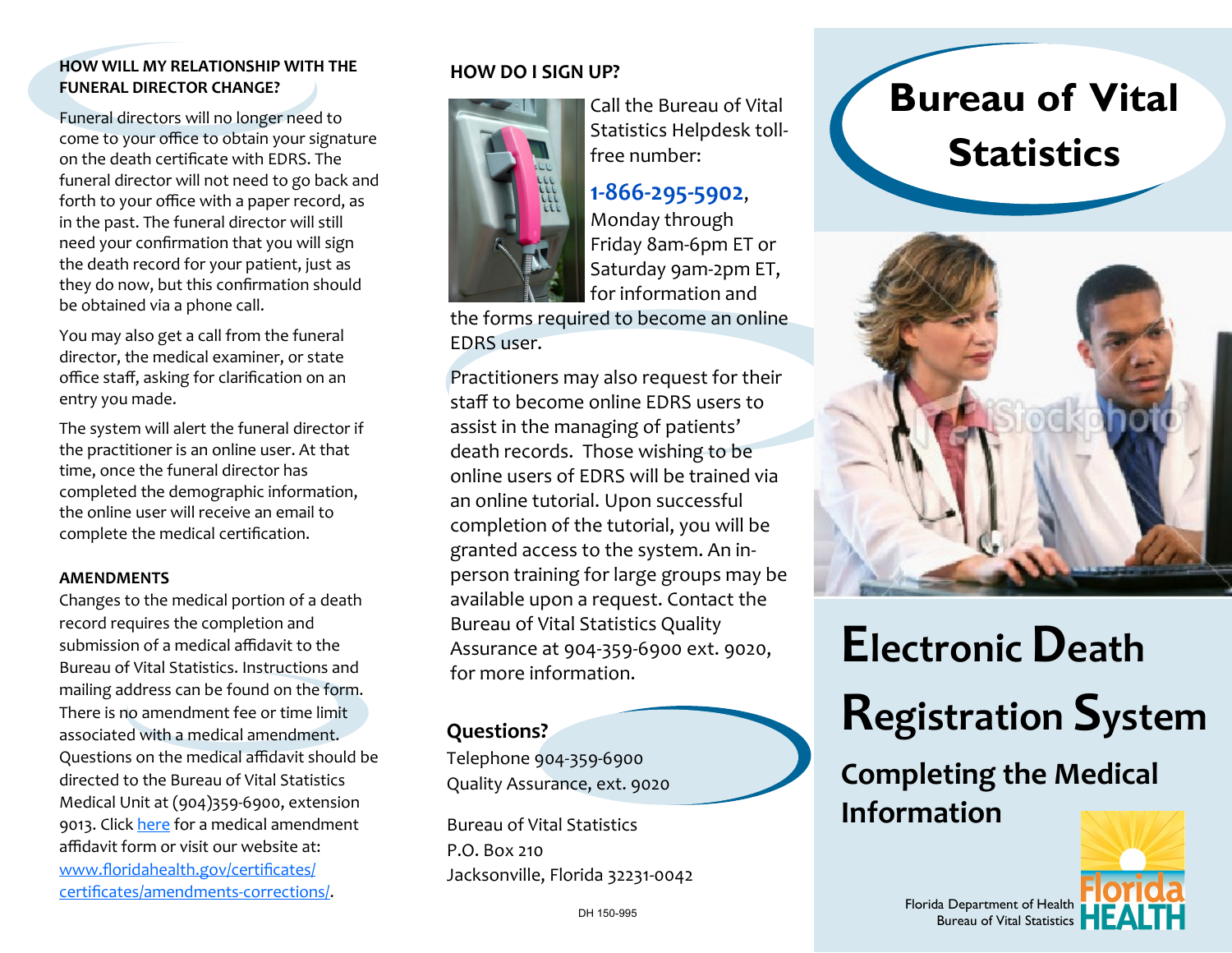## HOW WILL MY RELATIONSHIP WITH THE FUNERAL DIRECTOR CHANGE?

Funeral directors will no longer need to come to your office to obtain your signature on the death certificate with EDRS. The funeral director will not need to go back and forth to your office with a paper record, as in the past. The funeral director will still need your confirmation that you will sign the death record for your patient, just as they do now, but this confirmation should be obtained via a phone call.

You may also get a call from the funeral director, the medical examiner, or state office staff, asking for clarification on an entry you made.

The system will alert the funeral director if the practitioner is an online user. At that time, once the funeral director has completed the demographic information, the online user will receive an email to complete the medical certification.

## AMENDMENTS

Changes to the medical portion of a death record requires the completion and submission of a medical affidavit to the Bureau of Vital Statistics. Instructions and mailing address can be found on the form. There is no amendment fee or time limit associated with a medical amendment. Questions on the medical affidavit should be directed to the Bureau of Vital Statistics Medical Unit at (904)359-6900, extension 9013. Click here for a medical amendment affidavit form or visit our website at: www.floridahealth.gov/certificates/certificates/amendments-corrections/.

## HOW DO I SIGN UP?

Call the Bureau of Vital Statistics Helpdesk toll-free number:

**1-866-295-5902**, Monday through Friday 8am-6pm ET or Saturday 9am-2pm ET, for information and the forms required to become an online EDRS user.

Practitioners may also request for their staff to become online EDRS users to assist in the managing of patients' death records. Those wishing to be online users of EDRS will be trained via an online tutorial. Upon successful completion of the tutorial, you will be granted access to the system. An in-person training for large groups may be available upon a request. Contact the Bureau of Vital Statistics Quality Assurance at 904-359-6900 ext. 9020, for more information.

## Questions?

Telephone 904-359-6900
Quality Assurance, ext. 9020

Bureau of Vital Statistics
P.O. Box 210
Jacksonville, Florida 32231-0042

DH 150-995

# Bureau of Vital Statistics

# Electronic Death Registration System

## Completing the Medical Information

Florida Department of Health
Bureau of Vital Statistics

Florida HEALTH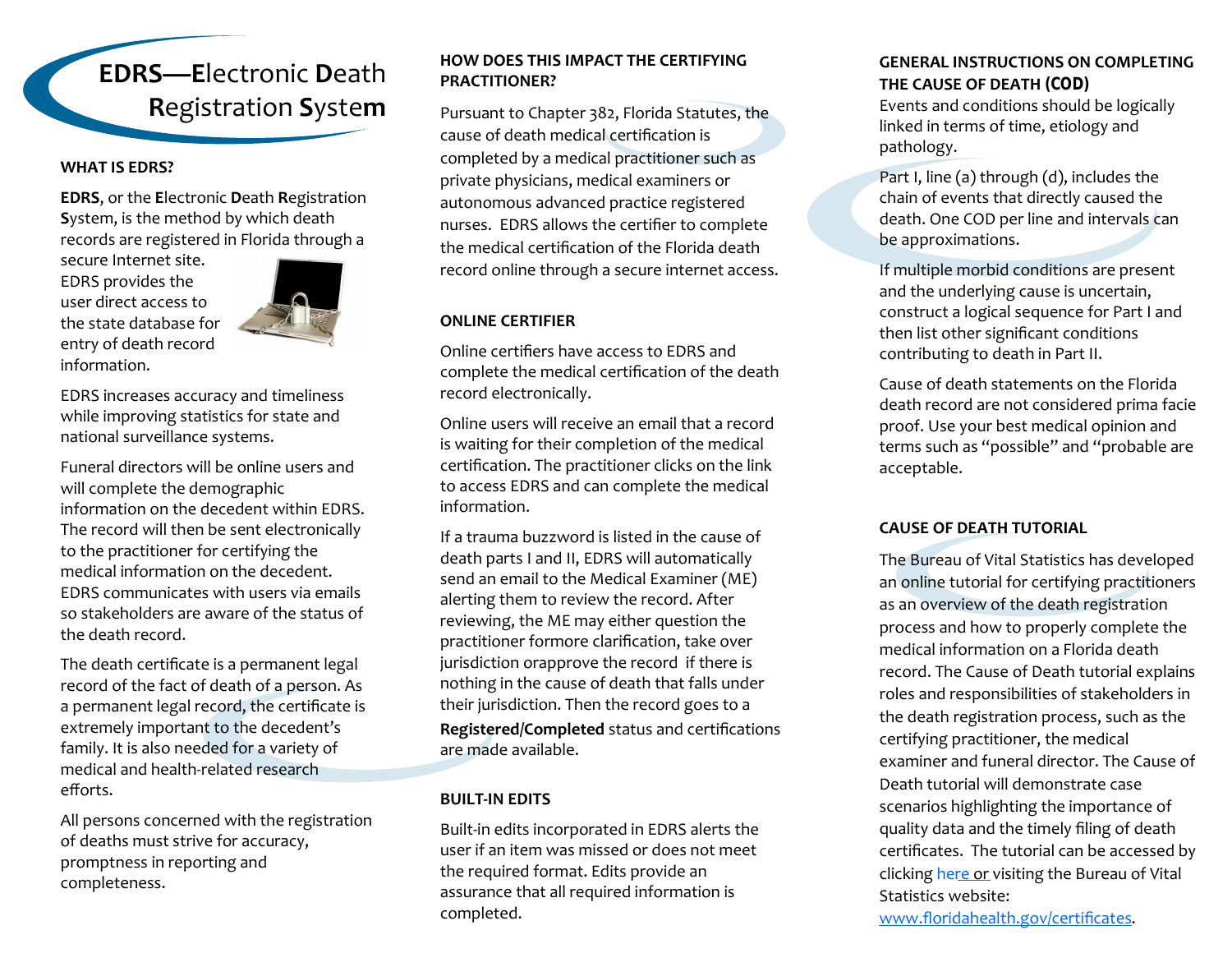# EDRS—Electronic Death Registration System

## WHAT IS EDRS?

**EDRS**, or the **E**lectronic **D**eath **R**egistration **S**ystem, is the method by which death records are registered in Florida through a secure Internet site. EDRS provides the user direct access to the state database for entry of death record information.

EDRS increases accuracy and timeliness while improving statistics for state and national surveillance systems.

Funeral directors will be online users and will complete the demographic information on the decedent within EDRS. The record will then be sent electronically to the practitioner for certifying the medical information on the decedent. EDRS communicates with users via emails so stakeholders are aware of the status of the death record.

The death certificate is a permanent legal record of the fact of death of a person. As a permanent legal record, the certificate is extremely important to the decedent's family. It is also needed for a variety of medical and health-related research efforts.

All persons concerned with the registration of deaths must strive for accuracy, promptness in reporting and completeness.

## HOW DOES THIS IMPACT THE CERTIFYING PRACTITIONER?

Pursuant to Chapter 382, Florida Statutes, the cause of death medical certification is completed by a medical practitioner such as private physicians, medical examiners or autonomous advanced practice registered nurses. EDRS allows the certifier to complete the medical certification of the Florida death record online through a secure internet access.

## ONLINE CERTIFIER

Online certifiers have access to EDRS and complete the medical certification of the death record electronically.

Online users will receive an email that a record is waiting for their completion of the medical certification. The practitioner clicks on the link to access EDRS and can complete the medical information.

If a trauma buzzword is listed in the cause of death parts I and II, EDRS will automatically send an email to the Medical Examiner (ME) alerting them to review the record. After reviewing, the ME may either question the practitioner formore clarification, take over jurisdiction orapprove the record if there is nothing in the cause of death that falls under their jurisdiction. Then the record goes to a **Registered/Completed** status and certifications are made available.

## BUILT-IN EDITS

Built-in edits incorporated in EDRS alerts the user if an item was missed or does not meet the required format. Edits provide an assurance that all required information is completed.

## GENERAL INSTRUCTIONS ON COMPLETING THE CAUSE OF DEATH (COD)

Events and conditions should be logically linked in terms of time, etiology and pathology.

Part I, line (a) through (d), includes the chain of events that directly caused the death. One COD per line and intervals can be approximations.

If multiple morbid conditions are present and the underlying cause is uncertain, construct a logical sequence for Part I and then list other significant conditions contributing to death in Part II.

Cause of death statements on the Florida death record are not considered prima facie proof. Use your best medical opinion and terms such as "possible" and "probable are acceptable.

## CAUSE OF DEATH TUTORIAL

The Bureau of Vital Statistics has developed an online tutorial for certifying practitioners as an overview of the death registration process and how to properly complete the medical information on a Florida death record. The Cause of Death tutorial explains roles and responsibilities of stakeholders in the death registration process, such as the certifying practitioner, the medical examiner and funeral director. The Cause of Death tutorial will demonstrate case scenarios highlighting the importance of quality data and the timely filing of death certificates. The tutorial can be accessed by clicking here or visiting the Bureau of Vital Statistics website: www.floridahealth.gov/certificates.